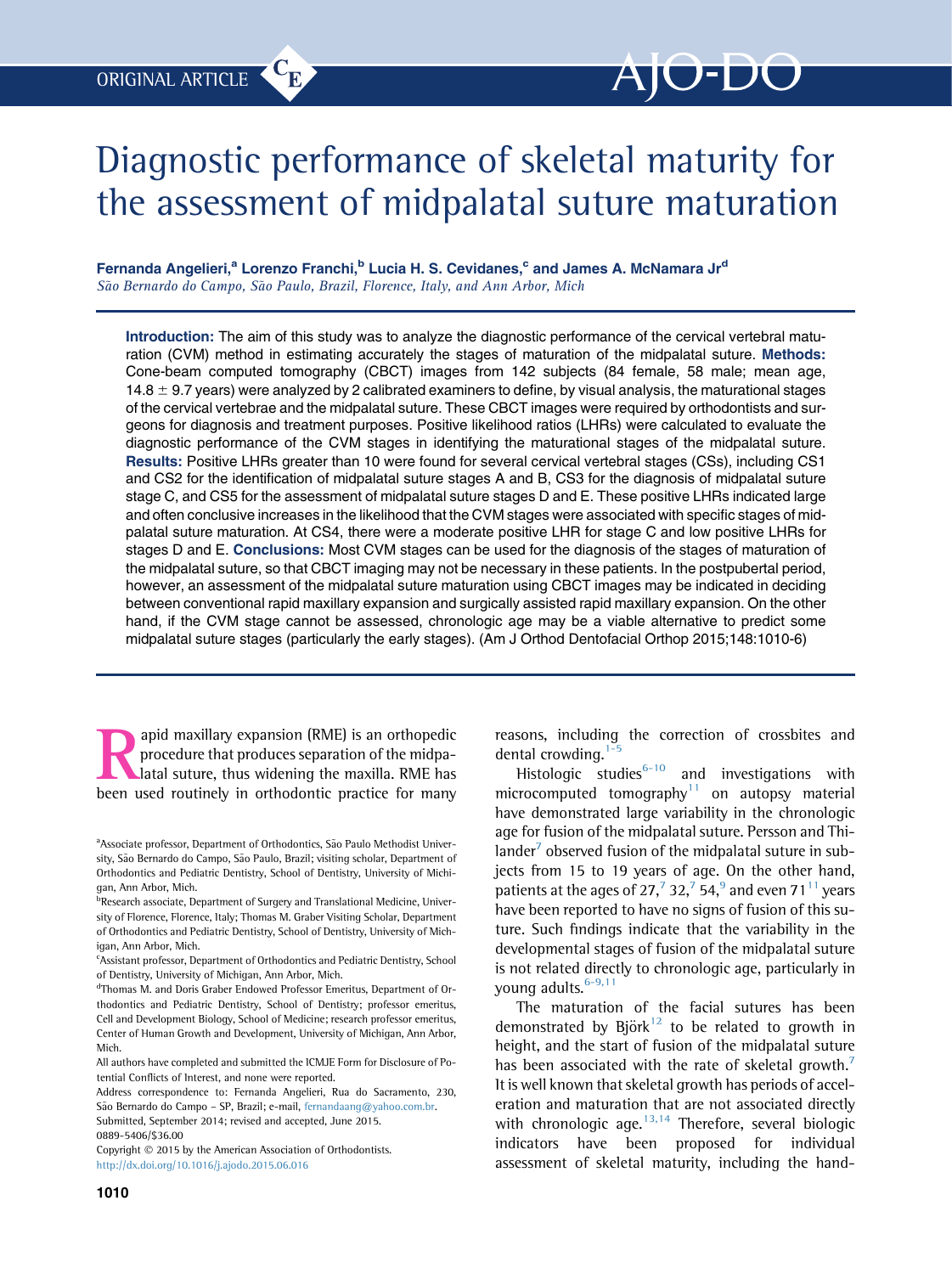ORIGINAL ARTICLE

# Diagnostic performance of skeletal maturity for the assessment of midpalatal suture maturation

**Fernanda Angelieri,[a] Lorenzo Franchi,[b] Lucia H. S. Cevidanes,[c] and James A. McNamara Jr[d]**
*São Bernardo do Campo, São Paulo, Brazil, Florence, Italy, and Ann Arbor, Mich*

**Introduction:** The aim of this study was to analyze the diagnostic performance of the cervical vertebral maturation (CVM) method in estimating accurately the stages of maturation of the midpalatal suture. **Methods:** Cone-beam computed tomography (CBCT) images from 142 subjects (84 female, 58 male; mean age, $14.8 \pm 9.7$ years) were analyzed by 2 calibrated examiners to define, by visual analysis, the maturational stages of the cervical vertebrae and the midpalatal suture. These CBCT images were required by orthodontists and surgeons for diagnosis and treatment purposes. Positive likelihood ratios (LHRs) were calculated to evaluate the diagnostic performance of the CVM stages in identifying the maturational stages of the midpalatal suture. **Results:** Positive LHRs greater than 10 were found for several cervical vertebral stages (CSs), including CS1 and CS2 for the identification of midpalatal suture stages A and B, CS3 for the diagnosis of midpalatal suture stage C, and CS5 for the assessment of midpalatal suture stages D and E. These positive LHRs indicated large and often conclusive increases in the likelihood that the CVM stages were associated with specific stages of midpalatal suture maturation. At CS4, there were a moderate positive LHR for stage C and low positive LHRs for stages D and E. **Conclusions:** Most CVM stages can be used for the diagnosis of the stages of maturation of the midpalatal suture, so that CBCT imaging may not be necessary in these patients. In the postpubertal period, however, an assessment of the midpalatal suture maturation using CBCT images may be indicated in deciding between conventional rapid maxillary expansion and surgically assisted rapid maxillary expansion. On the other hand, if the CVM stage cannot be assessed, chronologic age may be a viable alternative to predict some midpalatal suture stages (particularly the early stages). (Am J Orthod Dentofacial Orthop 2015;148:1010-6)

Rapid maxillary expansion (RME) is an orthopedic procedure that produces separation of the midpalatal suture, thus widening the maxilla. RME has been used routinely in orthodontic practice for many reasons, including the correction of crossbites and dental crowding.[1-5]

Histologic studies[6-10] and investigations with microcomputed tomography[11] on autopsy material have demonstrated large variability in the chronologic age for fusion of the midpalatal suture. Persson and Thilander[7] observed fusion of the midpalatal suture in subjects from 15 to 19 years of age. On the other hand, patients at the ages of 27,[7] 32,[7] 54,[9] and even 71[11] years have been reported to have no signs of fusion of this suture. Such findings indicate that the variability in the developmental stages of fusion of the midpalatal suture is not related directly to chronologic age, particularly in young adults.[6-9,11]

The maturation of the facial sutures has been demonstrated by Björk[12] to be related to growth in height, and the start of fusion of the midpalatal suture has been associated with the rate of skeletal growth.[7] It is well known that skeletal growth has periods of acceleration and maturation that are not associated directly with chronologic age.[13,14] Therefore, several biologic indicators have been proposed for individual assessment of skeletal maturity, including the hand-

---

[a]Associate professor, Department of Orthodontics, São Paulo Methodist University, São Bernardo do Campo, São Paulo, Brazil; visiting scholar, Department of Orthodontics and Pediatric Dentistry, School of Dentistry, University of Michigan, Ann Arbor, Mich.

[b]Research associate, Department of Surgery and Translational Medicine, University of Florence, Florence, Italy; Thomas M. Graber Visiting Scholar, Department of Orthodontics and Pediatric Dentistry, School of Dentistry, University of Michigan, Ann Arbor, Mich.

[c]Assistant professor, Department of Orthodontics and Pediatric Dentistry, School of Dentistry, University of Michigan, Ann Arbor, Mich.

[d]Thomas M. and Doris Graber Endowed Professor Emeritus, Department of Orthodontics and Pediatric Dentistry, School of Dentistry; professor emeritus, Cell and Development Biology, School of Medicine; research professor emeritus, Center of Human Growth and Development, University of Michigan, Ann Arbor, Mich.

All authors have completed and submitted the ICMJE Form for Disclosure of Potential Conflicts of Interest, and none were reported.

Address correspondence to: Fernanda Angelieri, Rua do Sacramento, 230, São Bernardo do Campo – SP, Brazil; e-mail, fernandaang@yahoo.com.br.

Submitted, September 2014; revised and accepted, June 2015.

0889-5406/$36.00

Copyright © 2015 by the American Association of Orthodontists.

http://dx.doi.org/10.1016/j.ajodo.2015.06.016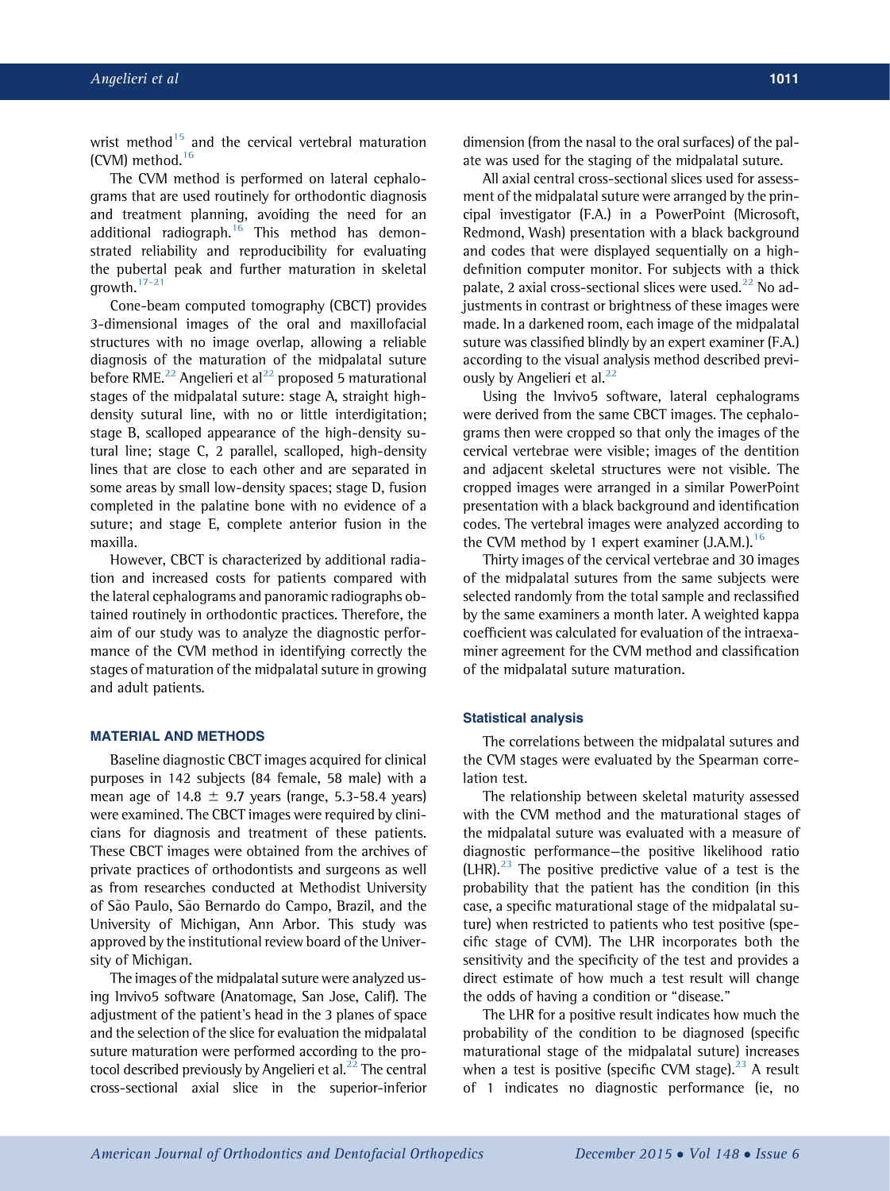wrist method[15] and the cervical vertebral maturation (CVM) method.[16]

The CVM method is performed on lateral cephalograms that are used routinely for orthodontic diagnosis and treatment planning, avoiding the need for an additional radiograph.[16] This method has demonstrated reliability and reproducibility for evaluating the pubertal peak and further maturation in skeletal growth.[17-21]

Cone-beam computed tomography (CBCT) provides 3-dimensional images of the oral and maxillofacial structures with no image overlap, allowing a reliable diagnosis of the maturation of the midpalatal suture before RME.[22] Angelieri et al[22] proposed 5 maturational stages of the midpalatal suture: stage A, straight high-density sutural line, with no or little interdigitation; stage B, scalloped appearance of the high-density sutural line; stage C, 2 parallel, scalloped, high-density lines that are close to each other and are separated in some areas by small low-density spaces; stage D, fusion completed in the palatine bone with no evidence of a suture; and stage E, complete anterior fusion in the maxilla.

However, CBCT is characterized by additional radiation and increased costs for patients compared with the lateral cephalograms and panoramic radiographs obtained routinely in orthodontic practices. Therefore, the aim of our study was to analyze the diagnostic performance of the CVM method in identifying correctly the stages of maturation of the midpalatal suture in growing and adult patients.

## MATERIAL AND METHODS

Baseline diagnostic CBCT images acquired for clinical purposes in 142 subjects (84 female, 58 male) with a mean age of 14.8 ± 9.7 years (range, 5.3-58.4 years) were examined. The CBCT images were required by clinicians for diagnosis and treatment of these patients. These CBCT images were obtained from the archives of private practices of orthodontists and surgeons as well as from researches conducted at Methodist University of São Paulo, São Bernardo do Campo, Brazil, and the University of Michigan, Ann Arbor. This study was approved by the institutional review board of the University of Michigan.

The images of the midpalatal suture were analyzed using Invivo5 software (Anatomage, San Jose, Calif). The adjustment of the patient's head in the 3 planes of space and the selection of the slice for evaluation the midpalatal suture maturation were performed according to the protocol described previously by Angelieri et al.[22] The central cross-sectional axial slice in the superior-inferior dimension (from the nasal to the oral surfaces) of the palate was used for the staging of the midpalatal suture.

All axial central cross-sectional slices used for assessment of the midpalatal suture were arranged by the principal investigator (F.A.) in a PowerPoint (Microsoft, Redmond, Wash) presentation with a black background and codes that were displayed sequentially on a high-definition computer monitor. For subjects with a thick palate, 2 axial cross-sectional slices were used.[22] No adjustments in contrast or brightness of these images were made. In a darkened room, each image of the midpalatal suture was classified blindly by an expert examiner (F.A.) according to the visual analysis method described previously by Angelieri et al.[22]

Using the Invivo5 software, lateral cephalograms were derived from the same CBCT images. The cephalograms then were cropped so that only the images of the cervical vertebrae were visible; images of the dentition and adjacent skeletal structures were not visible. The cropped images were arranged in a similar PowerPoint presentation with a black background and identification codes. The vertebral images were analyzed according to the CVM method by 1 expert examiner (J.A.M.).[16]

Thirty images of the cervical vertebrae and 30 images of the midpalatal sutures from the same subjects were selected randomly from the total sample and reclassified by the same examiners a month later. A weighted kappa coefficient was calculated for evaluation of the intraexaminer agreement for the CVM method and classification of the midpalatal suture maturation.

### Statistical analysis

The correlations between the midpalatal sutures and the CVM stages were evaluated by the Spearman correlation test.

The relationship between skeletal maturity assessed with the CVM method and the maturational stages of the midpalatal suture was evaluated with a measure of diagnostic performance—the positive likelihood ratio (LHR).[23] The positive predictive value of a test is the probability that the patient has the condition (in this case, a specific maturational stage of the midpalatal suture) when restricted to patients who test positive (specific stage of CVM). The LHR incorporates both the sensitivity and the specificity of the test and provides a direct estimate of how much a test result will change the odds of having a condition or "disease."

The LHR for a positive result indicates how much the probability of the condition to be diagnosed (specific maturational stage of the midpalatal suture) increases when a test is positive (specific CVM stage).[23] A result of 1 indicates no diagnostic performance (ie, no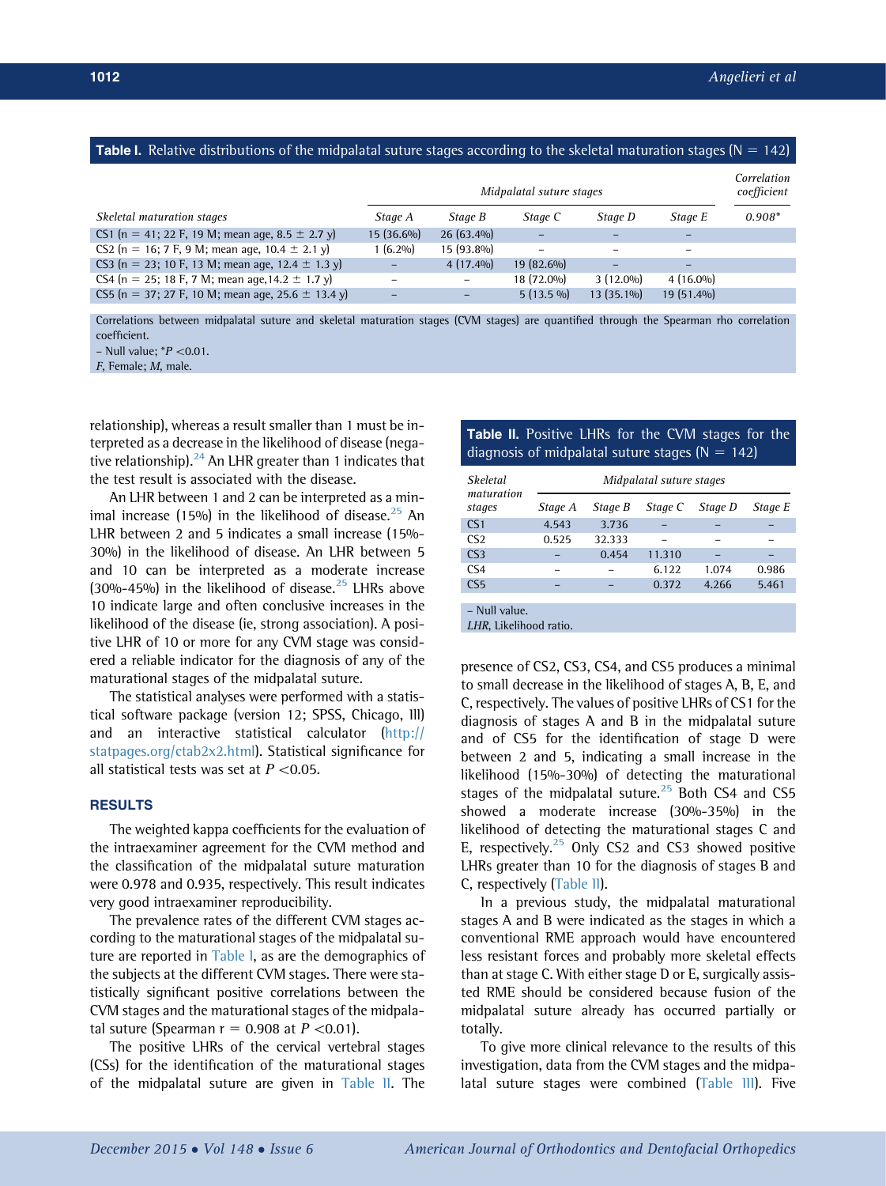**Table I.** Relative distributions of the midpalatal suture stages according to the skeletal maturation stages (N = 142)

| Skeletal maturation stages | Midpalatal suture stages | | | | | Correlation coefficient |
|---|---|---|---|---|---|---|
| | Stage A | Stage B | Stage C | Stage D | Stage E | 0.908* |
| CS1 (n = 41; 22 F, 19 M; mean age, 8.5 ± 2.7 y) | 15 (36.6%) | 26 (63.4%) | – | – | – | |
| CS2 (n = 16; 7 F, 9 M; mean age, 10.4 ± 2.1 y) | 1 (6.2%) | 15 (93.8%) | – | – | – | |
| CS3 (n = 23; 10 F, 13 M; mean age, 12.4 ± 1.3 y) | – | 4 (17.4%) | 19 (82.6%) | – | – | |
| CS4 (n = 25; 18 F, 7 M; mean age,14.2 ± 1.7 y) | – | – | 18 (72.0%) | 3 (12.0%) | 4 (16.0%) | |
| CS5 (n = 37; 27 F, 10 M; mean age, 25.6 ± 13.4 y) | – | – | 5 (13.5 %) | 13 (35.1%) | 19 (51.4%) | |

Correlations between midpalatal suture and skeletal maturation stages (CVM stages) are quantified through the Spearman rho correlation coefficient.
– Null value; *$P < 0.01$.
*F*, Female; *M*, male.

relationship), whereas a result smaller than 1 must be interpreted as a decrease in the likelihood of disease (negative relationship).[24] An LHR greater than 1 indicates that the test result is associated with the disease.

An LHR between 1 and 2 can be interpreted as a minimal increase (15%) in the likelihood of disease.[25] An LHR between 2 and 5 indicates a small increase (15%-30%) in the likelihood of disease. An LHR between 5 and 10 can be interpreted as a moderate increase (30%-45%) in the likelihood of disease.[25] LHRs above 10 indicate large and often conclusive increases in the likelihood of the disease (ie, strong association). A positive LHR of 10 or more for any CVM stage was considered a reliable indicator for the diagnosis of any of the maturational stages of the midpalatal suture.

The statistical analyses were performed with a statistical software package (version 12; SPSS, Chicago, Ill) and an interactive statistical calculator (http://statpages.org/ctab2x2.html). Statistical significance for all statistical tests was set at $P < 0.05$.

## RESULTS

The weighted kappa coefficients for the evaluation of the intraexaminer agreement for the CVM method and the classification of the midpalatal suture maturation were 0.978 and 0.935, respectively. This result indicates very good intraexaminer reproducibility.

The prevalence rates of the different CVM stages according to the maturational stages of the midpalatal suture are reported in Table I, as are the demographics of the subjects at the different CVM stages. There were statistically significant positive correlations between the CVM stages and the maturational stages of the midpalatal suture (Spearman r = 0.908 at $P < 0.01$).

The positive LHRs of the cervical vertebral stages (CSs) for the identification of the maturational stages of the midpalatal suture are given in Table II. The presence of CS2, CS3, CS4, and CS5 produces a minimal to small decrease in the likelihood of stages A, B, E, and C, respectively. The values of positive LHRs of CS1 for the diagnosis of stages A and B in the midpalatal suture and of CS5 for the identification of stage D were between 2 and 5, indicating a small increase (15%-30%) in the likelihood of detecting the maturational stages of the midpalatal suture.[25] Both CS4 and CS5 showed a moderate increase (30%-35%) in the likelihood of detecting the maturational stages C and E, respectively.[25] Only CS2 and CS3 showed positive LHRs greater than 10 for the diagnosis of stages B and C, respectively (Table II).

**Table II.** Positive LHRs for the CVM stages for the diagnosis of midpalatal suture stages (N = 142)

| Skeletal maturation stages | Midpalatal suture stages | | | | |
|---|---|---|---|---|---|
| | Stage A | Stage B | Stage C | Stage D | Stage E |
| CS1 | 4.543 | 3.736 | – | – | – |
| CS2 | 0.525 | 32.333 | – | – | – |
| CS3 | – | 0.454 | 11.310 | – | – |
| CS4 | – | – | 6.122 | 1.074 | 0.986 |
| CS5 | – | – | 0.372 | 4.266 | 5.461 |

– Null value.
*LHR*, Likelihood ratio.

In a previous study, the midpalatal maturational stages A and B were indicated as the stages in which a conventional RME approach would have encountered less resistant forces and probably more skeletal effects than at stage C. With either stage D or E, surgically assisted RME should be considered because fusion of the midpalatal suture already has occurred partially or totally.

To give more clinical relevance to the results of this investigation, data from the CVM stages and the midpalatal suture stages were combined (Table III). Five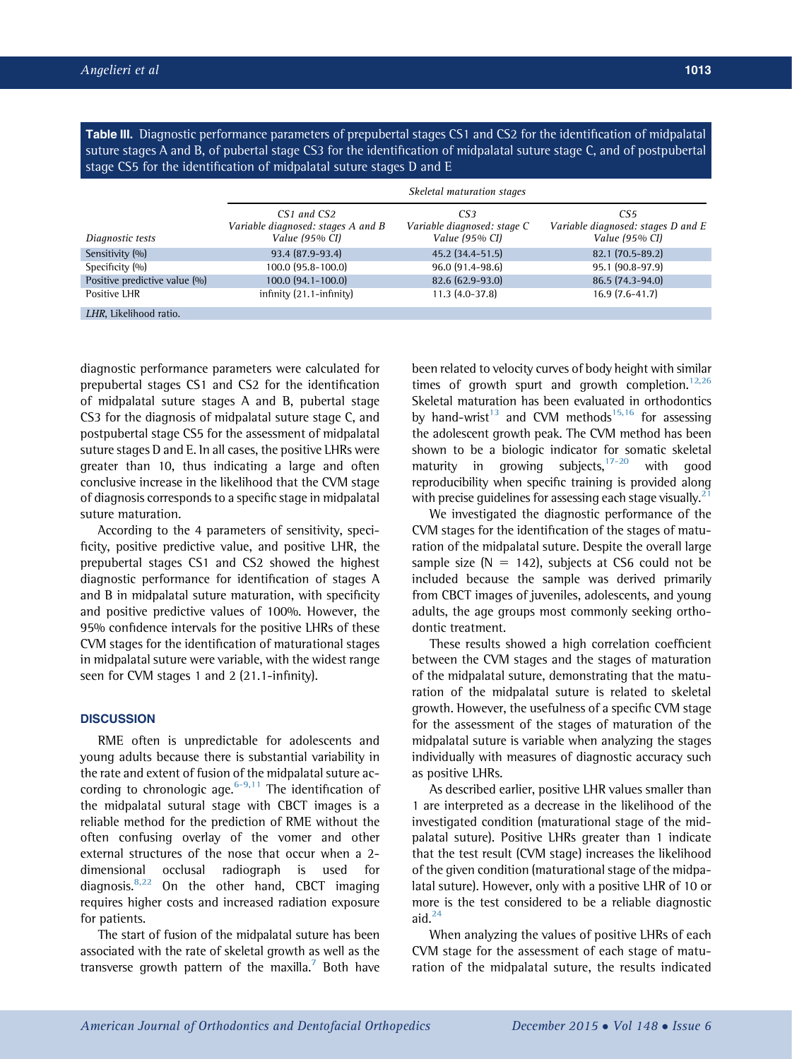**Table III.** Diagnostic performance parameters of prepubertal stages CS1 and CS2 for the identification of midpalatal suture stages A and B, of pubertal stage CS3 for the identification of midpalatal suture stage C, and of postpubertal stage CS5 for the identification of midpalatal suture stages D and E

| | *Skeletal maturation stages* | | |
|---|---|---|---|
| *Diagnostic tests* | *CS1 and CS2 Variable diagnosed: stages A and B Value (95% CI)* | *CS3 Variable diagnosed: stage C Value (95% CI)* | *CS5 Variable diagnosed: stages D and E Value (95% CI)* |
| Sensitivity (%) | 93.4 (87.9-93.4) | 45.2 (34.4-51.5) | 82.1 (70.5-89.2) |
| Specificity (%) | 100.0 (95.8-100.0) | 96.0 (91.4-98.6) | 95.1 (90.8-97.9) |
| Positive predictive value (%) | 100.0 (94.1-100.0) | 82.6 (62.9-93.0) | 86.5 (74.3-94.0) |
| Positive LHR | infinity (21.1-infinity) | 11.3 (4.0-37.8) | 16.9 (7.6-41.7) |

*LHR*, Likelihood ratio.

diagnostic performance parameters were calculated for prepubertal stages CS1 and CS2 for the identification of midpalatal suture stages A and B, pubertal stage CS3 for the diagnosis of midpalatal suture stage C, and postpubertal stage CS5 for the assessment of midpalatal suture stages D and E. In all cases, the positive LHRs were greater than 10, thus indicating a large and often conclusive increase in the likelihood that the CVM stage of diagnosis corresponds to a specific stage in midpalatal suture maturation.

According to the 4 parameters of sensitivity, specificity, positive predictive value, and positive LHR, the prepubertal stages CS1 and CS2 showed the highest diagnostic performance for identification of stages A and B in midpalatal suture maturation, with specificity and positive predictive values of 100%. However, the 95% confidence intervals for the positive LHRs of these CVM stages for the identification of maturational stages in midpalatal suture were variable, with the widest range seen for CVM stages 1 and 2 (21.1-infinity).

## DISCUSSION

RME often is unpredictable for adolescents and young adults because there is substantial variability in the rate and extent of fusion of the midpalatal suture according to chronologic age.[6-9,11] The identification of the midpalatal sutural stage with CBCT images is a reliable method for the prediction of RME without the often confusing overlay of the vomer and other external structures of the nose that occur when a 2-dimensional occlusal radiograph is used for diagnosis.[8,22] On the other hand, CBCT imaging requires higher costs and increased radiation exposure for patients.

The start of fusion of the midpalatal suture has been associated with the rate of skeletal growth as well as the transverse growth pattern of the maxilla.[7] Both have been related to velocity curves of body height with similar times of growth spurt and growth completion.[12,26] Skeletal maturation has been evaluated in orthodontics by hand-wrist[13] and CVM methods[15,16] for assessing the adolescent growth peak. The CVM method has been shown to be a biologic indicator for somatic skeletal maturity in growing subjects,[17-20] with good reproducibility when specific training is provided along with precise guidelines for assessing each stage visually.[21]

We investigated the diagnostic performance of the CVM stages for the identification of the stages of maturation of the midpalatal suture. Despite the overall large sample size (N = 142), subjects at CS6 could not be included because the sample was derived primarily from CBCT images of juveniles, adolescents, and young adults, the age groups most commonly seeking orthodontic treatment.

These results showed a high correlation coefficient between the CVM stages and the stages of maturation of the midpalatal suture, demonstrating that the maturation of the midpalatal suture is related to skeletal growth. However, the usefulness of a specific CVM stage for the assessment of the stages of maturation of the midpalatal suture is variable when analyzing the stages individually with measures of diagnostic accuracy such as positive LHRs.

As described earlier, positive LHR values smaller than 1 are interpreted as a decrease in the likelihood of the investigated condition (maturational stage of the midpalatal suture). Positive LHRs greater than 1 indicate that the test result (CVM stage) increases the likelihood of the given condition (maturational stage of the midpalatal suture). However, only with a positive LHR of 10 or more is the test considered to be a reliable diagnostic aid.[24]

When analyzing the values of positive LHRs of each CVM stage for the assessment of each stage of maturation of the midpalatal suture, the results indicated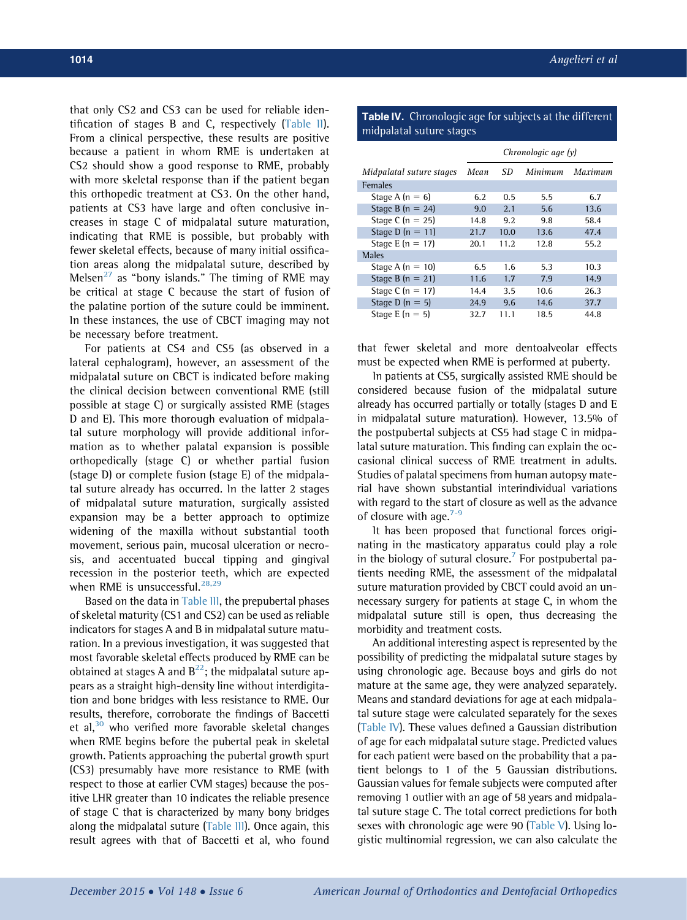that only CS2 and CS3 can be used for reliable identification of stages B and C, respectively (Table II). From a clinical perspective, these results are positive because a patient in whom RME is undertaken at CS2 should show a good response to RME, probably with more skeletal response than if the patient began this orthopedic treatment at CS3. On the other hand, patients at CS3 have large and often conclusive increases in stage C of midpalatal suture maturation, indicating that RME is possible, but probably with fewer skeletal effects, because of many initial ossification areas along the midpalatal suture, described by Melsen[27] as "bony islands." The timing of RME may be critical at stage C because the start of fusion of the palatine portion of the suture could be imminent. In these instances, the use of CBCT imaging may not be necessary before treatment.

For patients at CS4 and CS5 (as observed in a lateral cephalogram), however, an assessment of the midpalatal suture on CBCT is indicated before making the clinical decision between conventional RME (still possible at stage C) or surgically assisted RME (stages D and E). This more thorough evaluation of midpalatal suture morphology will provide additional information as to whether palatal expansion is possible orthopedically (stage C) or whether partial fusion (stage D) or complete fusion (stage E) of the midpalatal suture already has occurred. In the latter 2 stages of midpalatal suture maturation, surgically assisted expansion may be a better approach to optimize widening of the maxilla without substantial tooth movement, serious pain, mucosal ulceration or necrosis, and accentuated buccal tipping and gingival recession in the posterior teeth, which are expected when RME is unsuccessful.[28,29]

Based on the data in Table III, the prepubertal phases of skeletal maturity (CS1 and CS2) can be used as reliable indicators for stages A and B in midpalatal suture maturation. In a previous investigation, it was suggested that most favorable skeletal effects produced by RME can be obtained at stages A and B[22]; the midpalatal suture appears as a straight high-density line without interdigitation and bone bridges with less resistance to RME. Our results, therefore, corroborate the findings of Baccetti et al,[30] who verified more favorable skeletal changes when RME begins before the pubertal peak in skeletal growth. Patients approaching the pubertal growth spurt (CS3) presumably have more resistance to RME (with respect to those at earlier CVM stages) because the positive LHR greater than 10 indicates the reliable presence of stage C that is characterized by many bony bridges along the midpalatal suture (Table III). Once again, this result agrees with that of Baccetti et al, who found

**Table IV.** Chronologic age for subjects at the different midpalatal suture stages

| | *Chronologic age (y)* | | | |
|---|---|---|---|---|
| *Midpalatal suture stages* | *Mean* | *SD* | *Minimum* | *Maximum* |
| Females | | | | |
| Stage A (n = 6) | 6.2 | 0.5 | 5.5 | 6.7 |
| Stage B (n = 24) | 9.0 | 2.1 | 5.6 | 13.6 |
| Stage C (n = 25) | 14.8 | 9.2 | 9.8 | 58.4 |
| Stage D (n = 11) | 21.7 | 10.0 | 13.6 | 47.4 |
| Stage E (n = 17) | 20.1 | 11.2 | 12.8 | 55.2 |
| Males | | | | |
| Stage A (n = 10) | 6.5 | 1.6 | 5.3 | 10.3 |
| Stage B (n = 21) | 11.6 | 1.7 | 7.9 | 14.9 |
| Stage C (n = 17) | 14.4 | 3.5 | 10.6 | 26.3 |
| Stage D (n = 5) | 24.9 | 9.6 | 14.6 | 37.7 |
| Stage E (n = 5) | 32.7 | 11.1 | 18.5 | 44.8 |

that fewer skeletal and more dentoalveolar effects must be expected when RME is performed at puberty.

In patients at CS5, surgically assisted RME should be considered because fusion of the midpalatal suture already has occurred partially or totally (stages D and E in midpalatal suture maturation). However, 13.5% of the postpubertal subjects at CS5 had stage C in midpalatal suture maturation. This finding can explain the occasional clinical success of RME treatment in adults. Studies of palatal specimens from human autopsy material have shown substantial interindividual variations with regard to the start of closure as well as the advance of closure with age.[7-9]

It has been proposed that functional forces originating in the masticatory apparatus could play a role in the biology of sutural closure.[7] For postpubertal patients needing RME, the assessment of the midpalatal suture maturation provided by CBCT could avoid an unnecessary surgery for patients at stage C, in whom the midpalatal suture still is open, thus decreasing the morbidity and treatment costs.

An additional interesting aspect is represented by the possibility of predicting the midpalatal suture stages by using chronologic age. Because boys and girls do not mature at the same age, they were analyzed separately. Means and standard deviations for age at each midpalatal suture stage were calculated separately for the sexes (Table IV). These values defined a Gaussian distribution of age for each midpalatal suture stage. Predicted values for each patient were based on the probability that a patient belongs to 1 of the 5 Gaussian distributions. Gaussian values for female subjects were computed after removing 1 outlier with an age of 58 years and midpalatal suture stage C. The total correct predictions for both sexes with chronologic age were 90 (Table V). Using logistic multinomial regression, we can also calculate the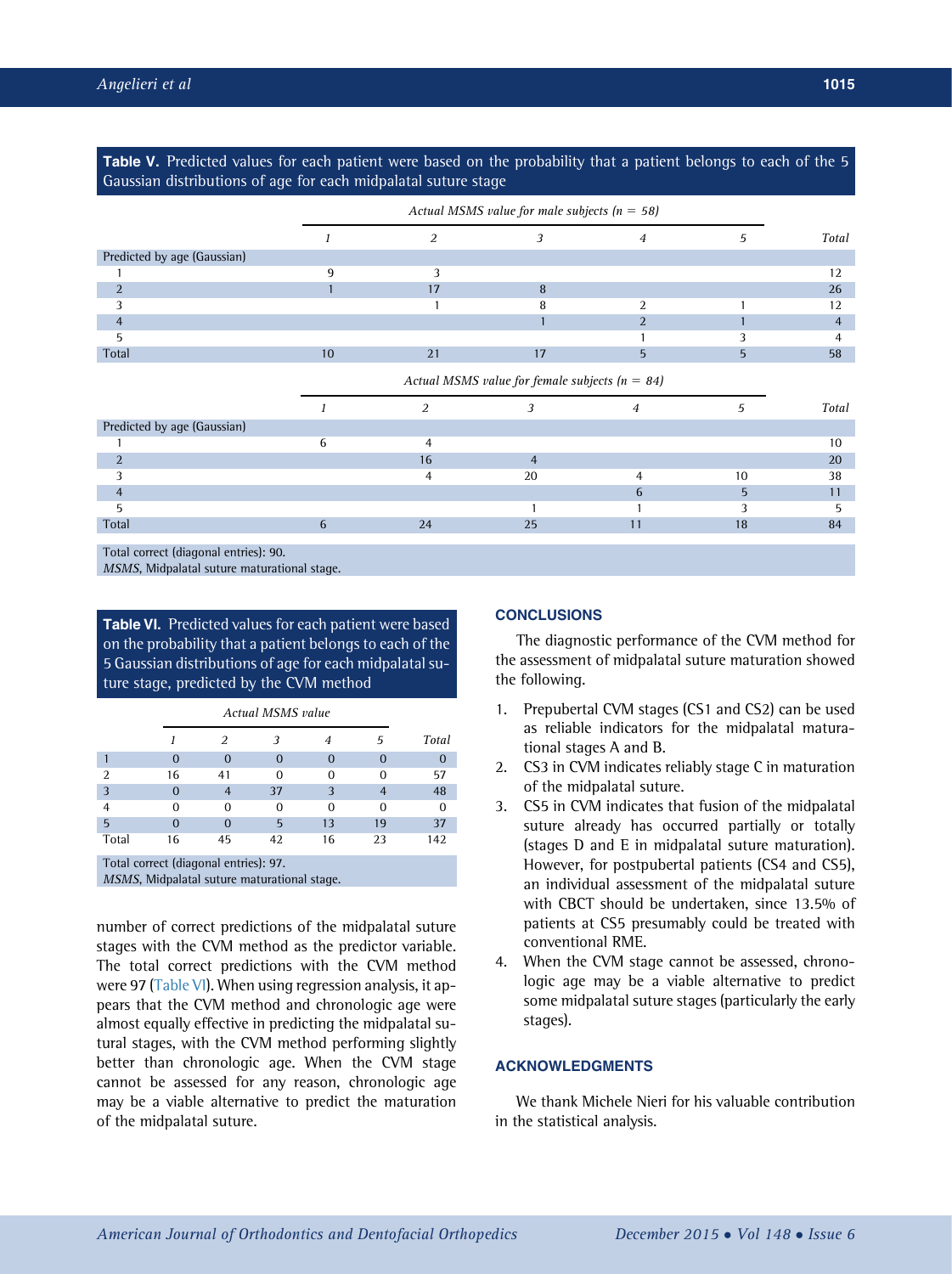**Table V.** Predicted values for each patient were based on the probability that a patient belongs to each of the 5 Gaussian distributions of age for each midpalatal suture stage

| | *Actual MSMS value for male subjects (n = 58)* | | | | | |
|---|---|---|---|---|---|---|
| | *1* | *2* | *3* | *4* | *5* | *Total* |
| Predicted by age (Gaussian) | | | | | | |
| 1 | 9 | 3 | | | | 12 |
| 2 | 1 | 17 | 8 | | | 26 |
| 3 | | 1 | 8 | 2 | 1 | 12 |
| 4 | | | 1 | 2 | 1 | 4 |
| 5 | | | | 1 | 3 | 4 |
| Total | 10 | 21 | 17 | 5 | 5 | 58 |
| | *Actual MSMS value for female subjects (n = 84)* | | | | | |
| | *1* | *2* | *3* | *4* | *5* | *Total* |
| Predicted by age (Gaussian) | | | | | | |
| 1 | 6 | 4 | | | | 10 |
| 2 | | 16 | 4 | | | 20 |
| 3 | | 4 | 20 | 4 | 10 | 38 |
| 4 | | | | 6 | 5 | 11 |
| 5 | | | 1 | 1 | 3 | 5 |
| Total | 6 | 24 | 25 | 11 | 18 | 84 |

Total correct (diagonal entries): 90.
*MSMS*, Midpalatal suture maturational stage.

**Table VI.** Predicted values for each patient were based on the probability that a patient belongs to each of the 5 Gaussian distributions of age for each midpalatal suture stage, predicted by the CVM method

| | *Actual MSMS value* | | | | | |
|---|---|---|---|---|---|---|
| | *1* | *2* | *3* | *4* | *5* | *Total* |
| 1 | 0 | 0 | 0 | 0 | 0 | 0 |
| 2 | 16 | 41 | 0 | 0 | 0 | 57 |
| 3 | 0 | 4 | 37 | 3 | 4 | 48 |
| 4 | 0 | 0 | 0 | 0 | 0 | 0 |
| 5 | 0 | 0 | 5 | 13 | 19 | 37 |
| Total | 16 | 45 | 42 | 16 | 23 | 142 |

Total correct (diagonal entries): 97.
*MSMS*, Midpalatal suture maturational stage.

number of correct predictions of the midpalatal suture stages with the CVM method as the predictor variable. The total correct predictions with the CVM method were 97 (Table VI). When using regression analysis, it appears that the CVM method and chronologic age were almost equally effective in predicting the midpalatal sutural stages, with the CVM method performing slightly better than chronologic age. When the CVM stage cannot be assessed for any reason, chronologic age may be a viable alternative to predict the maturation of the midpalatal suture.

## CONCLUSIONS

The diagnostic performance of the CVM method for the assessment of midpalatal suture maturation showed the following.

1. Prepubertal CVM stages (CS1 and CS2) can be used as reliable indicators for the midpalatal maturational stages A and B.
2. CS3 in CVM indicates reliably stage C in maturation of the midpalatal suture.
3. CS5 in CVM indicates that fusion of the midpalatal suture already has occurred partially or totally (stages D and E in midpalatal suture maturation). However, for postpubertal patients (CS4 and CS5), an individual assessment of the midpalatal suture with CBCT should be undertaken, since 13.5% of patients at CS5 presumably could be treated with conventional RME.
4. When the CVM stage cannot be assessed, chronologic age may be a viable alternative to predict some midpalatal suture stages (particularly the early stages).

## ACKNOWLEDGMENTS

We thank Michele Nieri for his valuable contribution in the statistical analysis.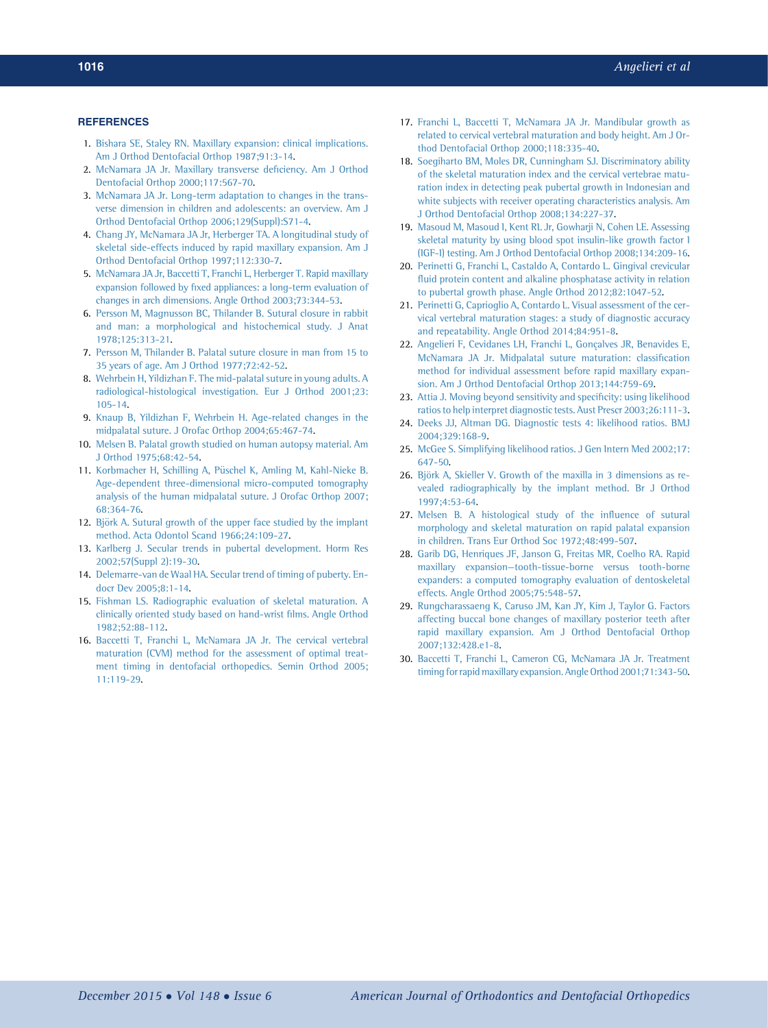## REFERENCES

1. Bishara SE, Staley RN. Maxillary expansion: clinical implications. Am J Orthod Dentofacial Orthop 1987;91:3-14.
2. McNamara JA Jr. Maxillary transverse deficiency. Am J Orthod Dentofacial Orthop 2000;117:567-70.
3. McNamara JA Jr. Long-term adaptation to changes in the transverse dimension in children and adolescents: an overview. Am J Orthod Dentofacial Orthop 2006;129(Suppl):S71-4.
4. Chang JY, McNamara JA Jr, Herberger TA. A longitudinal study of skeletal side-effects induced by rapid maxillary expansion. Am J Orthod Dentofacial Orthop 1997;112:330-7.
5. McNamara JA Jr, Baccetti T, Franchi L, Herberger T. Rapid maxillary expansion followed by fixed appliances: a long-term evaluation of changes in arch dimensions. Angle Orthod 2003;73:344-53.
6. Persson M, Magnusson BC, Thilander B. Sutural closure in rabbit and man: a morphological and histochemical study. J Anat 1978;125:313-21.
7. Persson M, Thilander B. Palatal suture closure in man from 15 to 35 years of age. Am J Orthod 1977;72:42-52.
8. Wehrbein H, Yildizhan F. The mid-palatal suture in young adults. A radiological-histological investigation. Eur J Orthod 2001;23: 105-14.
9. Knaup B, Yildizhan F, Wehrbein H. Age-related changes in the midpalatal suture. J Orofac Orthop 2004;65:467-74.
10. Melsen B. Palatal growth studied on human autopsy material. Am J Orthod 1975;68:42-54.
11. Korbmacher H, Schilling A, Püschel K, Amling M, Kahl-Nieke B. Age-dependent three-dimensional micro-computed tomography analysis of the human midpalatal suture. J Orofac Orthop 2007; 68:364-76.
12. Björk A. Sutural growth of the upper face studied by the implant method. Acta Odontol Scand 1966;24:109-27.
13. Karlberg J. Secular trends in pubertal development. Horm Res 2002;57(Suppl 2):19-30.
14. Delemarre-van de Waal HA. Secular trend of timing of puberty. Endocr Dev 2005;8:1-14.
15. Fishman LS. Radiographic evaluation of skeletal maturation. A clinically oriented study based on hand-wrist films. Angle Orthod 1982;52:88-112.
16. Baccetti T, Franchi L, McNamara JA Jr. The cervical vertebral maturation (CVM) method for the assessment of optimal treatment timing in dentofacial orthopedics. Semin Orthod 2005; 11:119-29.
17. Franchi L, Baccetti T, McNamara JA Jr. Mandibular growth as related to cervical vertebral maturation and body height. Am J Orthod Dentofacial Orthop 2000;118:335-40.
18. Soegiharto BM, Moles DR, Cunningham SJ. Discriminatory ability of the skeletal maturation index and the cervical vertebrae maturation index in detecting peak pubertal growth in Indonesian and white subjects with receiver operating characteristics analysis. Am J Orthod Dentofacial Orthop 2008;134:227-37.
19. Masoud M, Masoud I, Kent RL Jr, Gowharji N, Cohen LE. Assessing skeletal maturity by using blood spot insulin-like growth factor I (IGF-I) testing. Am J Orthod Dentofacial Orthop 2008;134:209-16.
20. Perinetti G, Franchi L, Castaldo A, Contardo L. Gingival crevicular fluid protein content and alkaline phosphatase activity in relation to pubertal growth phase. Angle Orthod 2012;82:1047-52.
21. Perinetti G, Caprioglio A, Contardo L. Visual assessment of the cervical vertebral maturation stages: a study of diagnostic accuracy and repeatability. Angle Orthod 2014;84:951-8.
22. Angelieri F, Cevidanes LH, Franchi L, Gonçalves JR, Benavides E, McNamara JA Jr. Midpalatal suture maturation: classification method for individual assessment before rapid maxillary expansion. Am J Orthod Dentofacial Orthop 2013;144:759-69.
23. Attia J. Moving beyond sensitivity and specificity: using likelihood ratios to help interpret diagnostic tests. Aust Prescr 2003;26:111-3.
24. Deeks JJ, Altman DG. Diagnostic tests 4: likelihood ratios. BMJ 2004;329:168-9.
25. McGee S. Simplifying likelihood ratios. J Gen Intern Med 2002;17: 647-50.
26. Björk A, Skieller V. Growth of the maxilla in 3 dimensions as revealed radiographically by the implant method. Br J Orthod 1997;4:53-64.
27. Melsen B. A histological study of the influence of sutural morphology and skeletal maturation on rapid palatal expansion in children. Trans Eur Orthod Soc 1972;48:499-507.
28. Garib DG, Henriques JF, Janson G, Freitas MR, Coelho RA. Rapid maxillary expansion—tooth-tissue-borne versus tooth-borne expanders: a computed tomography evaluation of dentoskeletal effects. Angle Orthod 2005;75:548-57.
29. Rungcharassaeng K, Caruso JM, Kan JY, Kim J, Taylor G. Factors affecting buccal bone changes of maxillary posterior teeth after rapid maxillary expansion. Am J Orthod Dentofacial Orthop 2007;132:428.e1-8.
30. Baccetti T, Franchi L, Cameron CG, McNamara JA Jr. Treatment timing for rapid maxillary expansion. Angle Orthod 2001;71:343-50.